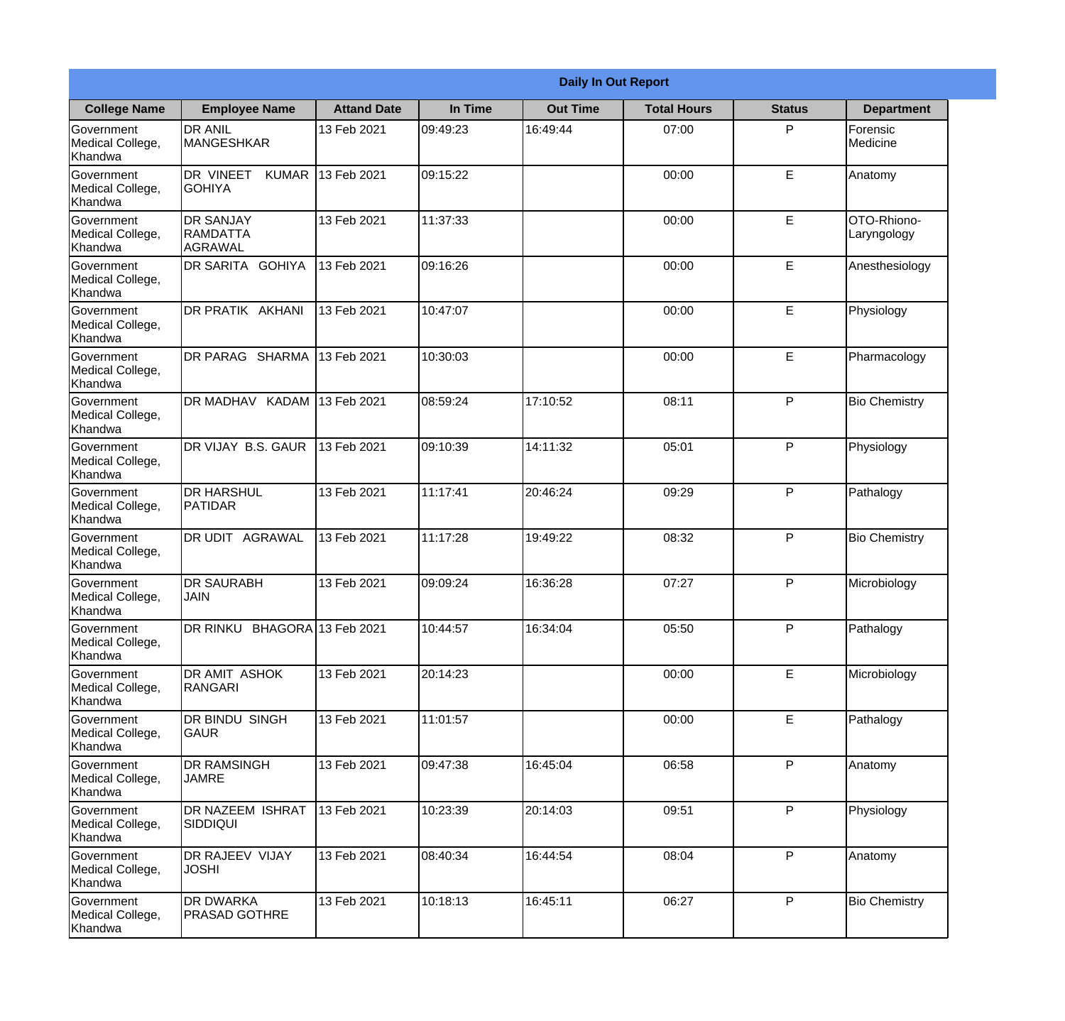| Daily In Out Report | | | | | | | |
|---|---|---|---|---|---|---|---|
| **College Name** | **Employee Name** | **Attand Date** | **In Time** | **Out Time** | **Total Hours** | **Status** | **Department** |
| Government Medical College, Khandwa | DR ANIL MANGESHKAR | 13 Feb 2021 | 09:49:23 | 16:49:44 | 07:00 | P | Forensic Medicine |
| Government Medical College, Khandwa | DR VINEET KUMAR GOHIYA | 13 Feb 2021 | 09:15:22 | | 00:00 | E | Anatomy |
| Government Medical College, Khandwa | DR SANJAY RAMDATTA AGRAWAL | 13 Feb 2021 | 11:37:33 | | 00:00 | E | OTO-Rhiono-Laryngology |
| Government Medical College, Khandwa | DR SARITA GOHIYA | 13 Feb 2021 | 09:16:26 | | 00:00 | E | Anesthesiology |
| Government Medical College, Khandwa | DR PRATIK AKHANI | 13 Feb 2021 | 10:47:07 | | 00:00 | E | Physiology |
| Government Medical College, Khandwa | DR PARAG SHARMA | 13 Feb 2021 | 10:30:03 | | 00:00 | E | Pharmacology |
| Government Medical College, Khandwa | DR MADHAV KADAM | 13 Feb 2021 | 08:59:24 | 17:10:52 | 08:11 | P | Bio Chemistry |
| Government Medical College, Khandwa | DR VIJAY B.S. GAUR | 13 Feb 2021 | 09:10:39 | 14:11:32 | 05:01 | P | Physiology |
| Government Medical College, Khandwa | DR HARSHUL PATIDAR | 13 Feb 2021 | 11:17:41 | 20:46:24 | 09:29 | P | Pathalogy |
| Government Medical College, Khandwa | DR UDIT AGRAWAL | 13 Feb 2021 | 11:17:28 | 19:49:22 | 08:32 | P | Bio Chemistry |
| Government Medical College, Khandwa | DR SAURABH JAIN | 13 Feb 2021 | 09:09:24 | 16:36:28 | 07:27 | P | Microbiology |
| Government Medical College, Khandwa | DR RINKU BHAGORA | 13 Feb 2021 | 10:44:57 | 16:34:04 | 05:50 | P | Pathalogy |
| Government Medical College, Khandwa | DR AMIT ASHOK RANGARI | 13 Feb 2021 | 20:14:23 | | 00:00 | E | Microbiology |
| Government Medical College, Khandwa | DR BINDU SINGH GAUR | 13 Feb 2021 | 11:01:57 | | 00:00 | E | Pathalogy |
| Government Medical College, Khandwa | DR RAMSINGH JAMRE | 13 Feb 2021 | 09:47:38 | 16:45:04 | 06:58 | P | Anatomy |
| Government Medical College, Khandwa | DR NAZEEM ISHRAT SIDDIQUI | 13 Feb 2021 | 10:23:39 | 20:14:03 | 09:51 | P | Physiology |
| Government Medical College, Khandwa | DR RAJEEV VIJAY JOSHI | 13 Feb 2021 | 08:40:34 | 16:44:54 | 08:04 | P | Anatomy |
| Government Medical College, Khandwa | DR DWARKA PRASAD GOTHRE | 13 Feb 2021 | 10:18:13 | 16:45:11 | 06:27 | P | Bio Chemistry |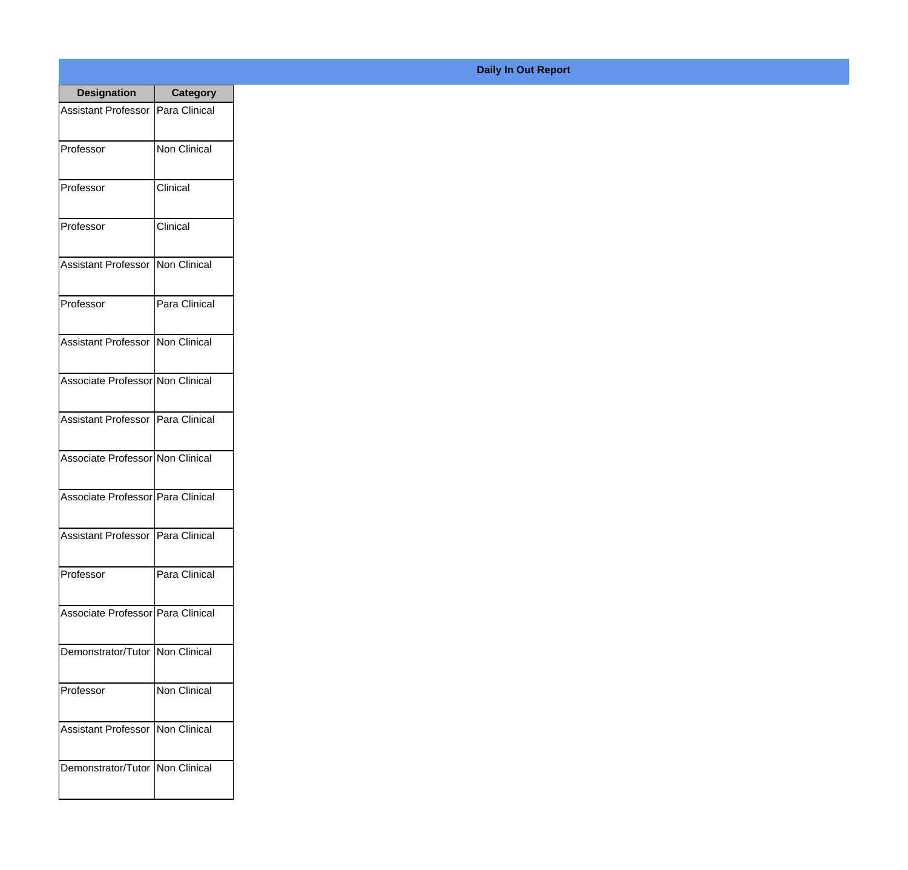**Daily In Out Report**

| Designation | Category |
|---|---|
| Assistant Professor | Para Clinical |
| Professor | Non Clinical |
| Professor | Clinical |
| Professor | Clinical |
| Assistant Professor | Non Clinical |
| Professor | Para Clinical |
| Assistant Professor | Non Clinical |
| Associate Professor | Non Clinical |
| Assistant Professor | Para Clinical |
| Associate Professor | Non Clinical |
| Associate Professor | Para Clinical |
| Assistant Professor | Para Clinical |
| Professor | Para Clinical |
| Associate Professor | Para Clinical |
| Demonstrator/Tutor | Non Clinical |
| Professor | Non Clinical |
| Assistant Professor | Non Clinical |
| Demonstrator/Tutor | Non Clinical |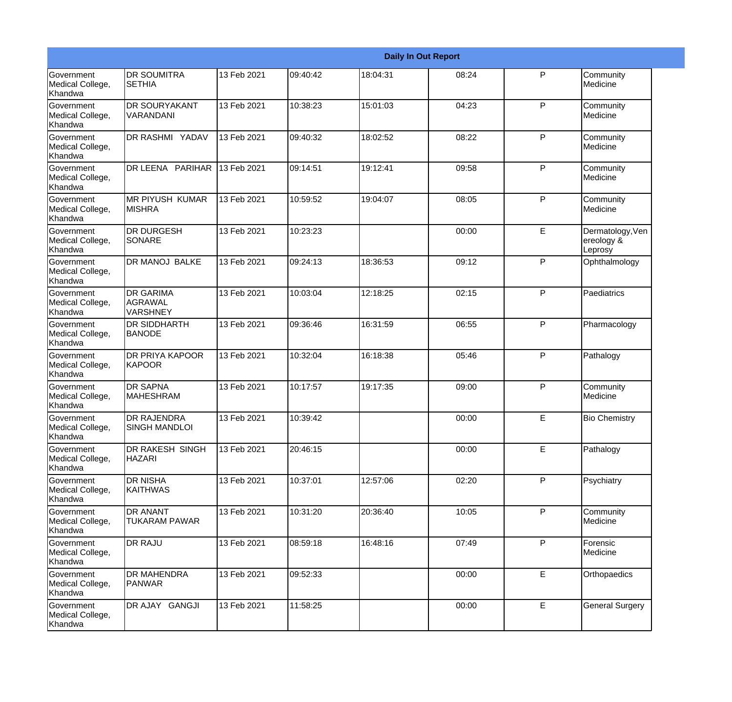| Daily In Out Report | | | | | | | |
|---|---|---|---|---|---|---|---|
| Government Medical College, Khandwa | DR SOUMITRA SETHIA | 13 Feb 2021 | 09:40:42 | 18:04:31 | 08:24 | P | Community Medicine |
| Government Medical College, Khandwa | DR SOURYAKANT VARANDANI | 13 Feb 2021 | 10:38:23 | 15:01:03 | 04:23 | P | Community Medicine |
| Government Medical College, Khandwa | DR RASHMI YADAV | 13 Feb 2021 | 09:40:32 | 18:02:52 | 08:22 | P | Community Medicine |
| Government Medical College, Khandwa | DR LEENA PARIHAR | 13 Feb 2021 | 09:14:51 | 19:12:41 | 09:58 | P | Community Medicine |
| Government Medical College, Khandwa | MR PIYUSH KUMAR MISHRA | 13 Feb 2021 | 10:59:52 | 19:04:07 | 08:05 | P | Community Medicine |
| Government Medical College, Khandwa | DR DURGESH SONARE | 13 Feb 2021 | 10:23:23 | | 00:00 | E | Dermatology,Venereology & Leprosy |
| Government Medical College, Khandwa | DR MANOJ BALKE | 13 Feb 2021 | 09:24:13 | 18:36:53 | 09:12 | P | Ophthalmology |
| Government Medical College, Khandwa | DR GARIMA AGRAWAL VARSHNEY | 13 Feb 2021 | 10:03:04 | 12:18:25 | 02:15 | P | Paediatrics |
| Government Medical College, Khandwa | DR SIDDHARTH BANODE | 13 Feb 2021 | 09:36:46 | 16:31:59 | 06:55 | P | Pharmacology |
| Government Medical College, Khandwa | DR PRIYA KAPOOR KAPOOR | 13 Feb 2021 | 10:32:04 | 16:18:38 | 05:46 | P | Pathalogy |
| Government Medical College, Khandwa | DR SAPNA MAHESHRAM | 13 Feb 2021 | 10:17:57 | 19:17:35 | 09:00 | P | Community Medicine |
| Government Medical College, Khandwa | DR RAJENDRA SINGH MANDLOI | 13 Feb 2021 | 10:39:42 | | 00:00 | E | Bio Chemistry |
| Government Medical College, Khandwa | DR RAKESH SINGH HAZARI | 13 Feb 2021 | 20:46:15 | | 00:00 | E | Pathalogy |
| Government Medical College, Khandwa | DR NISHA KAITHWAS | 13 Feb 2021 | 10:37:01 | 12:57:06 | 02:20 | P | Psychiatry |
| Government Medical College, Khandwa | DR ANANT TUKARAM PAWAR | 13 Feb 2021 | 10:31:20 | 20:36:40 | 10:05 | P | Community Medicine |
| Government Medical College, Khandwa | DR RAJU | 13 Feb 2021 | 08:59:18 | 16:48:16 | 07:49 | P | Forensic Medicine |
| Government Medical College, Khandwa | DR MAHENDRA PANWAR | 13 Feb 2021 | 09:52:33 | | 00:00 | E | Orthopaedics |
| Government Medical College, Khandwa | DR AJAY GANGJI | 13 Feb 2021 | 11:58:25 | | 00:00 | E | General Surgery |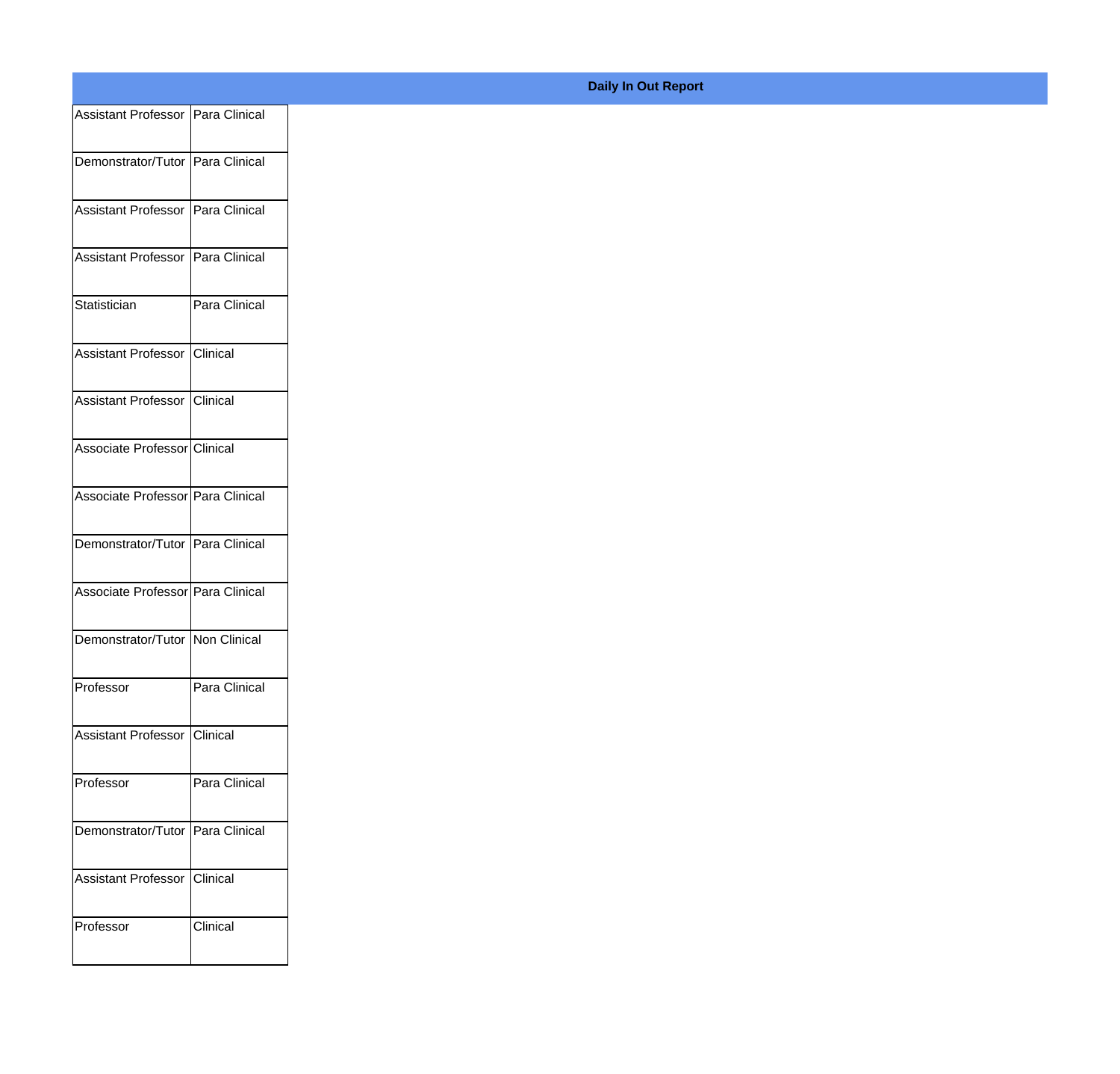**Daily In Out Report**

| | |
|---|---|
| Assistant Professor | Para Clinical |
| Demonstrator/Tutor | Para Clinical |
| Assistant Professor | Para Clinical |
| Assistant Professor | Para Clinical |
| Statistician | Para Clinical |
| Assistant Professor | Clinical |
| Assistant Professor | Clinical |
| Associate Professor | Clinical |
| Associate Professor | Para Clinical |
| Demonstrator/Tutor | Para Clinical |
| Associate Professor | Para Clinical |
| Demonstrator/Tutor | Non Clinical |
| Professor | Para Clinical |
| Assistant Professor | Clinical |
| Professor | Para Clinical |
| Demonstrator/Tutor | Para Clinical |
| Assistant Professor | Clinical |
| Professor | Clinical |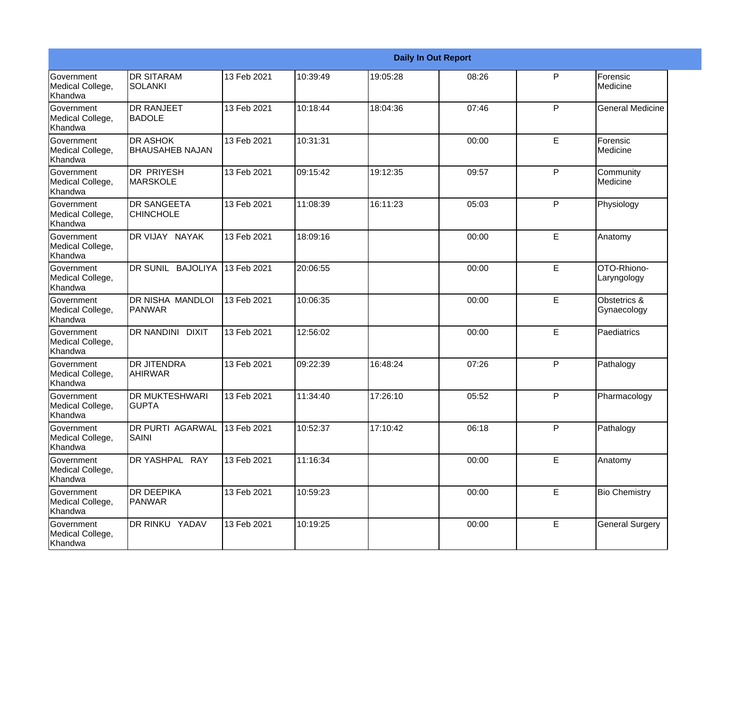| Daily In Out Report | | | | | | | |
|---|---|---|---|---|---|---|---|
| Government Medical College, Khandwa | DR SITARAM SOLANKI | 13 Feb 2021 | 10:39:49 | 19:05:28 | 08:26 | P | Forensic Medicine |
| Government Medical College, Khandwa | DR RANJEET BADOLE | 13 Feb 2021 | 10:18:44 | 18:04:36 | 07:46 | P | General Medicine |
| Government Medical College, Khandwa | DR ASHOK BHAUSAHEB NAJAN | 13 Feb 2021 | 10:31:31 | | 00:00 | E | Forensic Medicine |
| Government Medical College, Khandwa | DR PRIYESH MARSKOLE | 13 Feb 2021 | 09:15:42 | 19:12:35 | 09:57 | P | Community Medicine |
| Government Medical College, Khandwa | DR SANGEETA CHINCHOLE | 13 Feb 2021 | 11:08:39 | 16:11:23 | 05:03 | P | Physiology |
| Government Medical College, Khandwa | DR VIJAY NAYAK | 13 Feb 2021 | 18:09:16 | | 00:00 | E | Anatomy |
| Government Medical College, Khandwa | DR SUNIL BAJOLIYA | 13 Feb 2021 | 20:06:55 | | 00:00 | E | OTO-Rhiono-Laryngology |
| Government Medical College, Khandwa | DR NISHA MANDLOI PANWAR | 13 Feb 2021 | 10:06:35 | | 00:00 | E | Obstetrics & Gynaecology |
| Government Medical College, Khandwa | DR NANDINI DIXIT | 13 Feb 2021 | 12:56:02 | | 00:00 | E | Paediatrics |
| Government Medical College, Khandwa | DR JITENDRA AHIRWAR | 13 Feb 2021 | 09:22:39 | 16:48:24 | 07:26 | P | Pathalogy |
| Government Medical College, Khandwa | DR MUKTESHWARI GUPTA | 13 Feb 2021 | 11:34:40 | 17:26:10 | 05:52 | P | Pharmacology |
| Government Medical College, Khandwa | DR PURTI AGARWAL SAINI | 13 Feb 2021 | 10:52:37 | 17:10:42 | 06:18 | P | Pathalogy |
| Government Medical College, Khandwa | DR YASHPAL RAY | 13 Feb 2021 | 11:16:34 | | 00:00 | E | Anatomy |
| Government Medical College, Khandwa | DR DEEPIKA PANWAR | 13 Feb 2021 | 10:59:23 | | 00:00 | E | Bio Chemistry |
| Government Medical College, Khandwa | DR RINKU YADAV | 13 Feb 2021 | 10:19:25 | | 00:00 | E | General Surgery |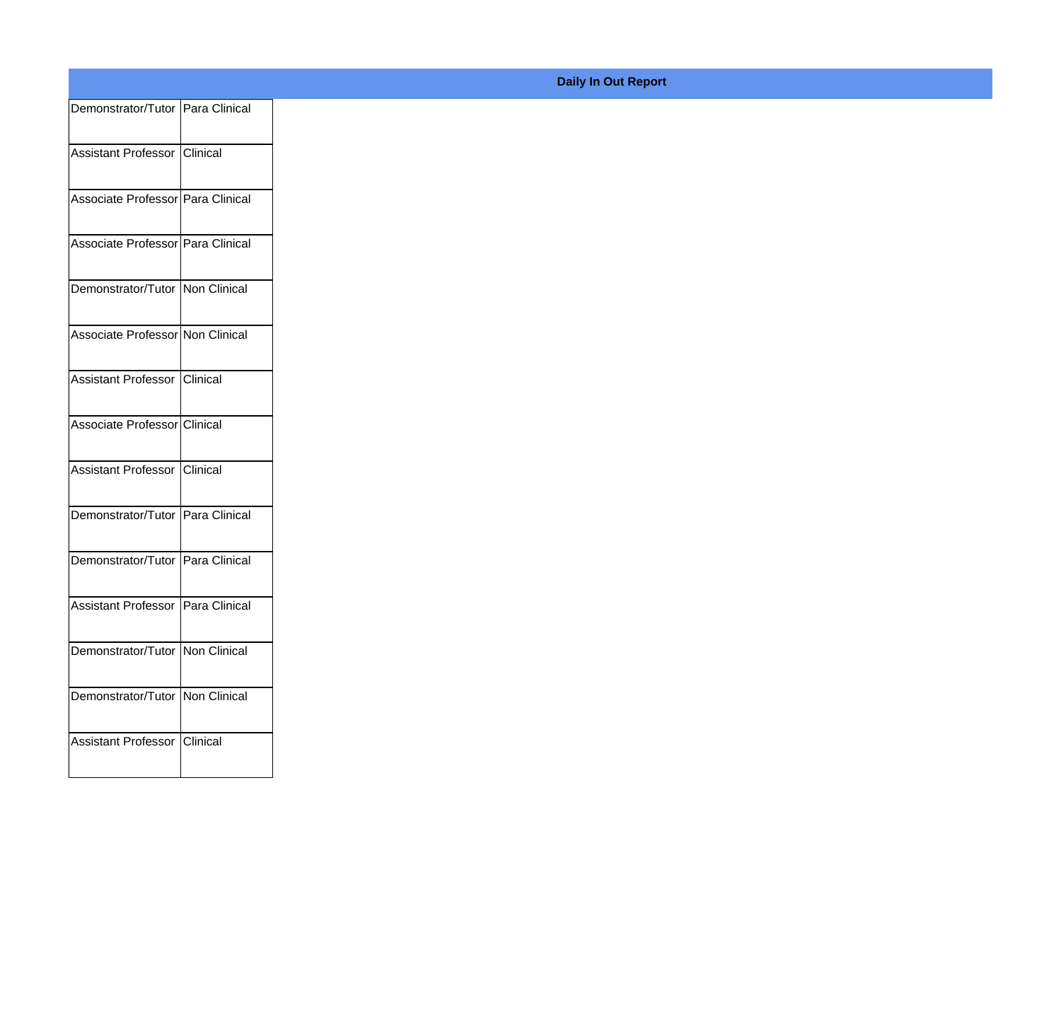**Daily In Out Report**

| | |
|---|---|
| Demonstrator/Tutor | Para Clinical |
| Assistant Professor | Clinical |
| Associate Professor | Para Clinical |
| Associate Professor | Para Clinical |
| Demonstrator/Tutor | Non Clinical |
| Associate Professor | Non Clinical |
| Assistant Professor | Clinical |
| Associate Professor | Clinical |
| Assistant Professor | Clinical |
| Demonstrator/Tutor | Para Clinical |
| Demonstrator/Tutor | Para Clinical |
| Assistant Professor | Para Clinical |
| Demonstrator/Tutor | Non Clinical |
| Demonstrator/Tutor | Non Clinical |
| Assistant Professor | Clinical |